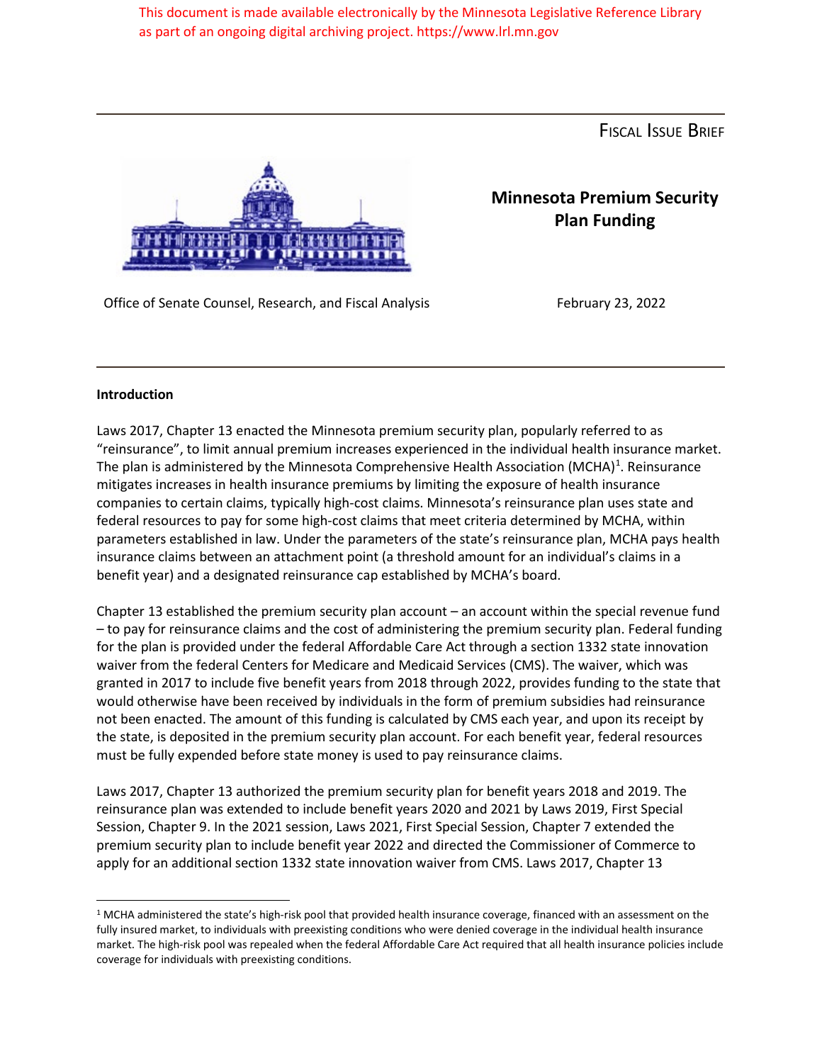This document is made available electronically by the Minnesota Legislative Reference Library as part of an ongoing digital archiving project. https://www.lrl.mn.gov

FISCAL ISSUE BRIEF

# Minnesota Premium Security Plan Funding

Office of Senate Counsel, Research, and Fiscal Analysis

February 23, 2022

**Introduction**

Laws 2017, Chapter 13 enacted the Minnesota premium security plan, popularly referred to as “reinsurance”, to limit annual premium increases experienced in the individual health insurance market. The plan is administered by the Minnesota Comprehensive Health Association (MCHA)[1]. Reinsurance mitigates increases in health insurance premiums by limiting the exposure of health insurance companies to certain claims, typically high-cost claims. Minnesota’s reinsurance plan uses state and federal resources to pay for some high-cost claims that meet criteria determined by MCHA, within parameters established in law. Under the parameters of the state’s reinsurance plan, MCHA pays health insurance claims between an attachment point (a threshold amount for an individual’s claims in a benefit year) and a designated reinsurance cap established by MCHA’s board.

Chapter 13 established the premium security plan account – an account within the special revenue fund – to pay for reinsurance claims and the cost of administering the premium security plan. Federal funding for the plan is provided under the federal Affordable Care Act through a section 1332 state innovation waiver from the federal Centers for Medicare and Medicaid Services (CMS). The waiver, which was granted in 2017 to include five benefit years from 2018 through 2022, provides funding to the state that would otherwise have been received by individuals in the form of premium subsidies had reinsurance not been enacted. The amount of this funding is calculated by CMS each year, and upon its receipt by the state, is deposited in the premium security plan account. For each benefit year, federal resources must be fully expended before state money is used to pay reinsurance claims.

Laws 2017, Chapter 13 authorized the premium security plan for benefit years 2018 and 2019. The reinsurance plan was extended to include benefit years 2020 and 2021 by Laws 2019, First Special Session, Chapter 9. In the 2021 session, Laws 2021, First Special Session, Chapter 7 extended the premium security plan to include benefit year 2022 and directed the Commissioner of Commerce to apply for an additional section 1332 state innovation waiver from CMS. Laws 2017, Chapter 13

[1] MCHA administered the state’s high-risk pool that provided health insurance coverage, financed with an assessment on the fully insured market, to individuals with preexisting conditions who were denied coverage in the individual health insurance market. The high-risk pool was repealed when the federal Affordable Care Act required that all health insurance policies include coverage for individuals with preexisting conditions.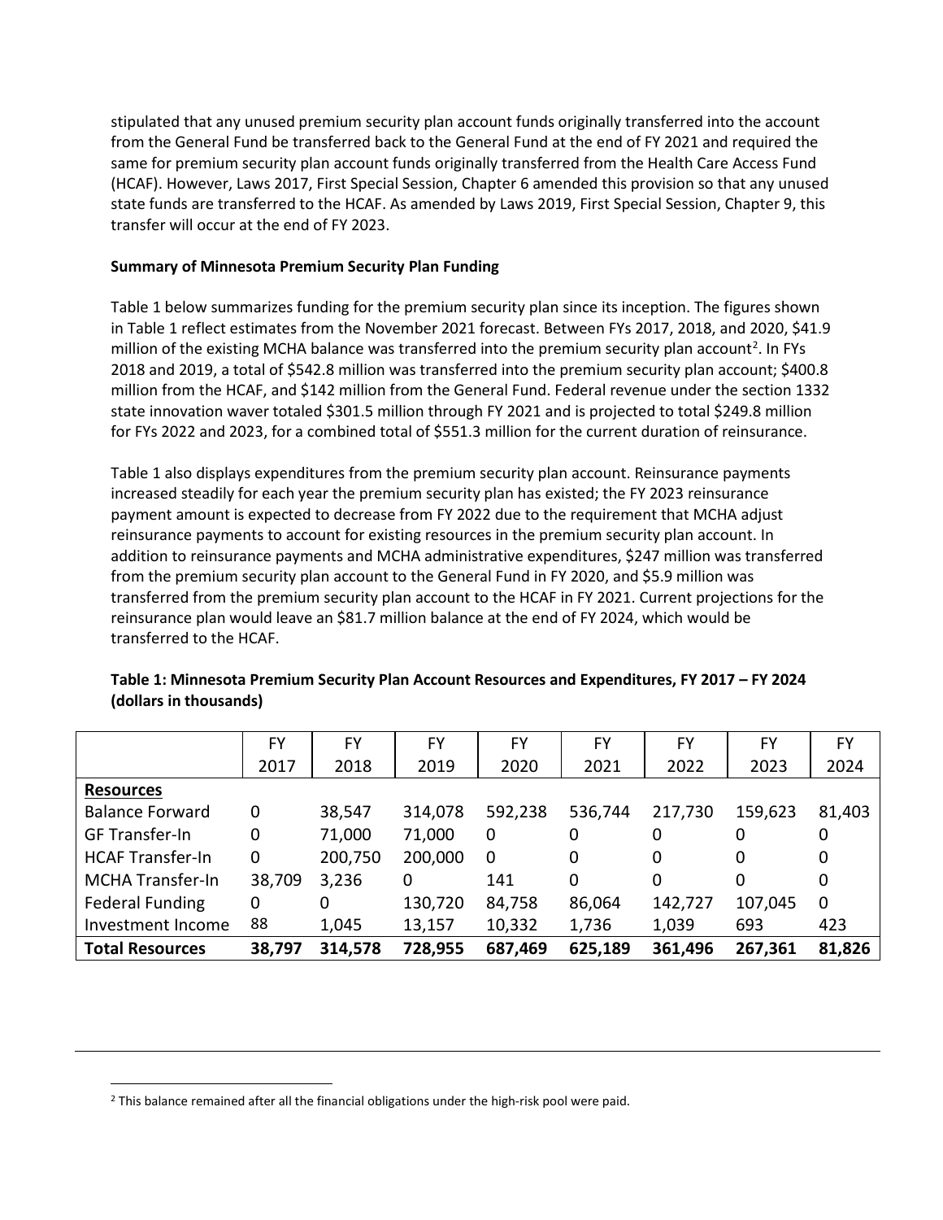stipulated that any unused premium security plan account funds originally transferred into the account from the General Fund be transferred back to the General Fund at the end of FY 2021 and required the same for premium security plan account funds originally transferred from the Health Care Access Fund (HCAF). However, Laws 2017, First Special Session, Chapter 6 amended this provision so that any unused state funds are transferred to the HCAF. As amended by Laws 2019, First Special Session, Chapter 9, this transfer will occur at the end of FY 2023.

**Summary of Minnesota Premium Security Plan Funding**

Table 1 below summarizes funding for the premium security plan since its inception. The figures shown in Table 1 reflect estimates from the November 2021 forecast. Between FYs 2017, 2018, and 2020, $41.9 million of the existing MCHA balance was transferred into the premium security plan account[2]. In FYs 2018 and 2019, a total of $542.8 million was transferred into the premium security plan account; $400.8 million from the HCAF, and $142 million from the General Fund. Federal revenue under the section 1332 state innovation waver totaled $301.5 million through FY 2021 and is projected to total $249.8 million for FYs 2022 and 2023, for a combined total of $551.3 million for the current duration of reinsurance.

Table 1 also displays expenditures from the premium security plan account. Reinsurance payments increased steadily for each year the premium security plan has existed; the FY 2023 reinsurance payment amount is expected to decrease from FY 2022 due to the requirement that MCHA adjust reinsurance payments to account for existing resources in the premium security plan account. In addition to reinsurance payments and MCHA administrative expenditures, $247 million was transferred from the premium security plan account to the General Fund in FY 2020, and $5.9 million was transferred from the premium security plan account to the HCAF in FY 2021. Current projections for the reinsurance plan would leave an $81.7 million balance at the end of FY 2024, which would be transferred to the HCAF.

**Table 1: Minnesota Premium Security Plan Account Resources and Expenditures, FY 2017 – FY 2024 (dollars in thousands)**

| | FY 2017 | FY 2018 | FY 2019 | FY 2020 | FY 2021 | FY 2022 | FY 2023 | FY 2024 |
|---|---|---|---|---|---|---|---|---|
| **Resources** | | | | | | | | |
| Balance Forward | 0 | 38,547 | 314,078 | 592,238 | 536,744 | 217,730 | 159,623 | 81,403 |
| GF Transfer-In | 0 | 71,000 | 71,000 | 0 | 0 | 0 | 0 | 0 |
| HCAF Transfer-In | 0 | 200,750 | 200,000 | 0 | 0 | 0 | 0 | 0 |
| MCHA Transfer-In | 38,709 | 3,236 | 0 | 141 | 0 | 0 | 0 | 0 |
| Federal Funding | 0 | 0 | 130,720 | 84,758 | 86,064 | 142,727 | 107,045 | 0 |
| Investment Income | 88 | 1,045 | 13,157 | 10,332 | 1,736 | 1,039 | 693 | 423 |
| **Total Resources** | **38,797** | **314,578** | **728,955** | **687,469** | **625,189** | **361,496** | **267,361** | **81,826** |

[2] This balance remained after all the financial obligations under the high-risk pool were paid.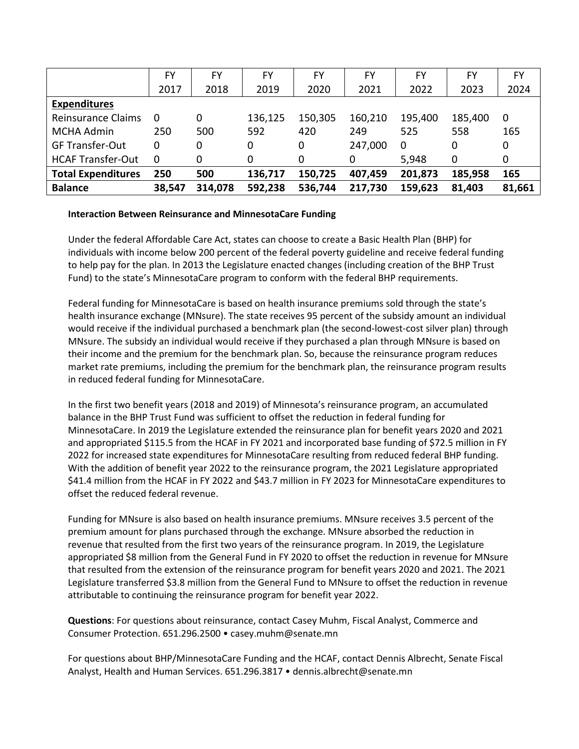| | FY 2017 | FY 2018 | FY 2019 | FY 2020 | FY 2021 | FY 2022 | FY 2023 | FY 2024 |
|---|---|---|---|---|---|---|---|---|
| **Expenditures** | | | | | | | | |
| Reinsurance Claims | 0 | 0 | 136,125 | 150,305 | 160,210 | 195,400 | 185,400 | 0 |
| MCHA Admin | 250 | 500 | 592 | 420 | 249 | 525 | 558 | 165 |
| GF Transfer-Out | 0 | 0 | 0 | 0 | 247,000 | 0 | 0 | 0 |
| HCAF Transfer-Out | 0 | 0 | 0 | 0 | 0 | 5,948 | 0 | 0 |
| **Total Expenditures** | **250** | **500** | **136,717** | **150,725** | **407,459** | **201,873** | **185,958** | **165** |
| **Balance** | **38,547** | **314,078** | **592,238** | **536,744** | **217,730** | **159,623** | **81,403** | **81,661** |

**Interaction Between Reinsurance and MinnesotaCare Funding**

Under the federal Affordable Care Act, states can choose to create a Basic Health Plan (BHP) for individuals with income below 200 percent of the federal poverty guideline and receive federal funding to help pay for the plan. In 2013 the Legislature enacted changes (including creation of the BHP Trust Fund) to the state's MinnesotaCare program to conform with the federal BHP requirements.

Federal funding for MinnesotaCare is based on health insurance premiums sold through the state's health insurance exchange (MNsure). The state receives 95 percent of the subsidy amount an individual would receive if the individual purchased a benchmark plan (the second-lowest-cost silver plan) through MNsure. The subsidy an individual would receive if they purchased a plan through MNsure is based on their income and the premium for the benchmark plan. So, because the reinsurance program reduces market rate premiums, including the premium for the benchmark plan, the reinsurance program results in reduced federal funding for MinnesotaCare.

In the first two benefit years (2018 and 2019) of Minnesota's reinsurance program, an accumulated balance in the BHP Trust Fund was sufficient to offset the reduction in federal funding for MinnesotaCare. In 2019 the Legislature extended the reinsurance plan for benefit years 2020 and 2021 and appropriated $115.5 from the HCAF in FY 2021 and incorporated base funding of $72.5 million in FY 2022 for increased state expenditures for MinnesotaCare resulting from reduced federal BHP funding. With the addition of benefit year 2022 to the reinsurance program, the 2021 Legislature appropriated $41.4 million from the HCAF in FY 2022 and $43.7 million in FY 2023 for MinnesotaCare expenditures to offset the reduced federal revenue.

Funding for MNsure is also based on health insurance premiums. MNsure receives 3.5 percent of the premium amount for plans purchased through the exchange. MNsure absorbed the reduction in revenue that resulted from the first two years of the reinsurance program. In 2019, the Legislature appropriated $8 million from the General Fund in FY 2020 to offset the reduction in revenue for MNsure that resulted from the extension of the reinsurance program for benefit years 2020 and 2021. The 2021 Legislature transferred $3.8 million from the General Fund to MNsure to offset the reduction in revenue attributable to continuing the reinsurance program for benefit year 2022.

**Questions**: For questions about reinsurance, contact Casey Muhm, Fiscal Analyst, Commerce and Consumer Protection. 651.296.2500 • casey.muhm@senate.mn

For questions about BHP/MinnesotaCare Funding and the HCAF, contact Dennis Albrecht, Senate Fiscal Analyst, Health and Human Services. 651.296.3817 • dennis.albrecht@senate.mn